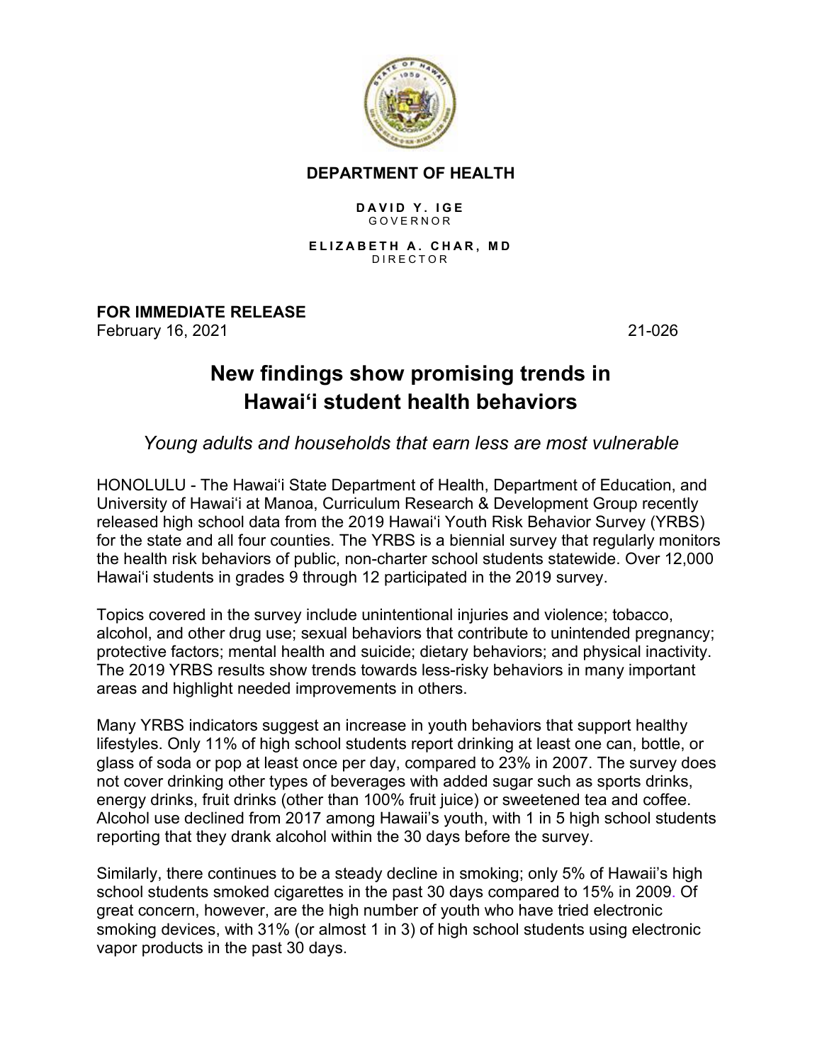**DEPARTMENT OF HEALTH**

**DAVID Y. IGE**
GOVERNOR

**ELIZABETH A. CHAR, MD**
DIRECTOR

**FOR IMMEDIATE RELEASE**
February 16, 2021 21-026

# New findings show promising trends in Hawaiʻi student health behaviors

*Young adults and households that earn less are most vulnerable*

HONOLULU - The Hawaiʻi State Department of Health, Department of Education, and University of Hawaiʻi at Manoa, Curriculum Research & Development Group recently released high school data from the 2019 Hawaiʻi Youth Risk Behavior Survey (YRBS) for the state and all four counties. The YRBS is a biennial survey that regularly monitors the health risk behaviors of public, non-charter school students statewide. Over 12,000 Hawaiʻi students in grades 9 through 12 participated in the 2019 survey.

Topics covered in the survey include unintentional injuries and violence; tobacco, alcohol, and other drug use; sexual behaviors that contribute to unintended pregnancy; protective factors; mental health and suicide; dietary behaviors; and physical inactivity. The 2019 YRBS results show trends towards less-risky behaviors in many important areas and highlight needed improvements in others.

Many YRBS indicators suggest an increase in youth behaviors that support healthy lifestyles. Only 11% of high school students report drinking at least one can, bottle, or glass of soda or pop at least once per day, compared to 23% in 2007. The survey does not cover drinking other types of beverages with added sugar such as sports drinks, energy drinks, fruit drinks (other than 100% fruit juice) or sweetened tea and coffee. Alcohol use declined from 2017 among Hawaii's youth, with 1 in 5 high school students reporting that they drank alcohol within the 30 days before the survey.

Similarly, there continues to be a steady decline in smoking; only 5% of Hawaii's high school students smoked cigarettes in the past 30 days compared to 15% in 2009. Of great concern, however, are the high number of youth who have tried electronic smoking devices, with 31% (or almost 1 in 3) of high school students using electronic vapor products in the past 30 days.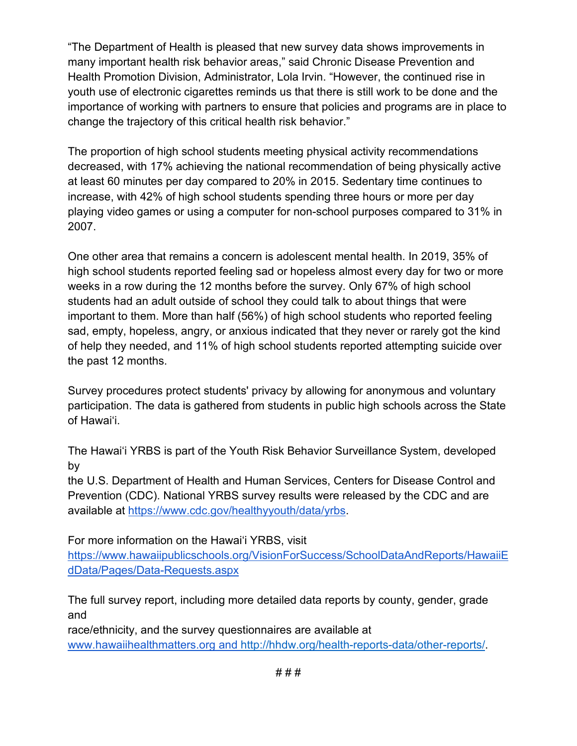"The Department of Health is pleased that new survey data shows improvements in many important health risk behavior areas," said Chronic Disease Prevention and Health Promotion Division, Administrator, Lola Irvin. "However, the continued rise in youth use of electronic cigarettes reminds us that there is still work to be done and the importance of working with partners to ensure that policies and programs are in place to change the trajectory of this critical health risk behavior."

The proportion of high school students meeting physical activity recommendations decreased, with 17% achieving the national recommendation of being physically active at least 60 minutes per day compared to 20% in 2015. Sedentary time continues to increase, with 42% of high school students spending three hours or more per day playing video games or using a computer for non-school purposes compared to 31% in 2007.

One other area that remains a concern is adolescent mental health. In 2019, 35% of high school students reported feeling sad or hopeless almost every day for two or more weeks in a row during the 12 months before the survey. Only 67% of high school students had an adult outside of school they could talk to about things that were important to them. More than half (56%) of high school students who reported feeling sad, empty, hopeless, angry, or anxious indicated that they never or rarely got the kind of help they needed, and 11% of high school students reported attempting suicide over the past 12 months.

Survey procedures protect students' privacy by allowing for anonymous and voluntary participation. The data is gathered from students in public high schools across the State of Hawaiʻi.

The Hawaiʻi YRBS is part of the Youth Risk Behavior Surveillance System, developed by
the U.S. Department of Health and Human Services, Centers for Disease Control and Prevention (CDC). National YRBS survey results were released by the CDC and are available at https://www.cdc.gov/healthyyouth/data/yrbs.

For more information on the Hawaiʻi YRBS, visit
https://www.hawaiipublicschools.org/VisionForSuccess/SchoolDataAndReports/HawaiiEdData/Pages/Data-Requests.aspx

The full survey report, including more detailed data reports by county, gender, grade and
race/ethnicity, and the survey questionnaires are available at
www.hawaiihealthmatters.org and http://hhdw.org/health-reports-data/other-reports/.

# # #